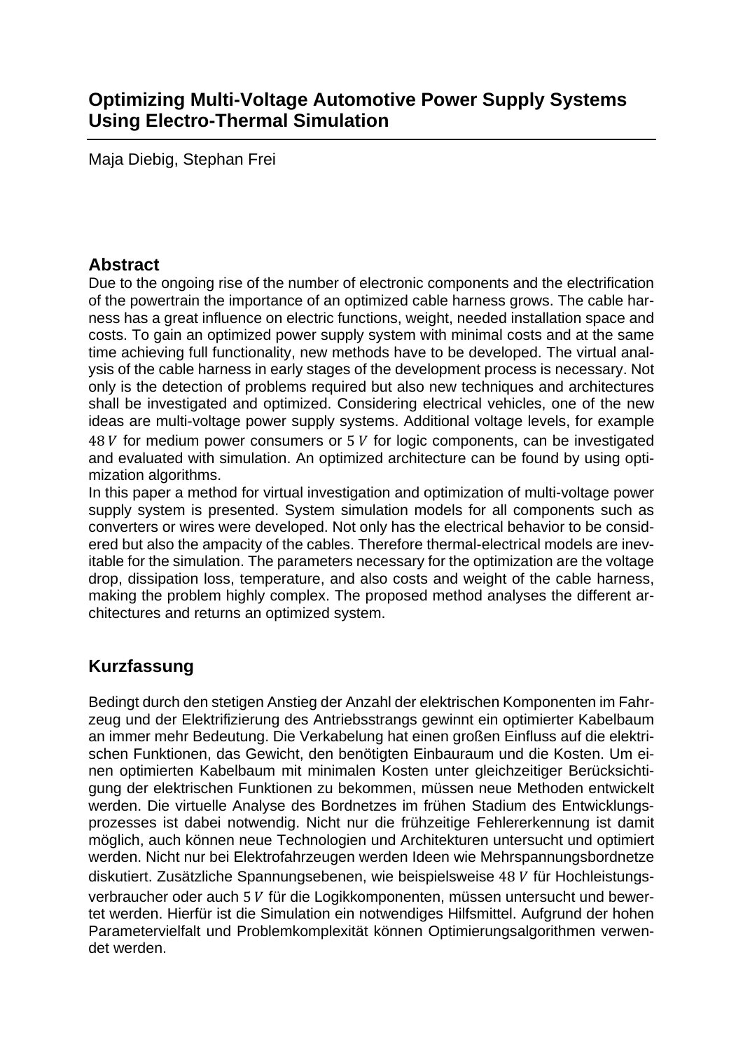# Optimizing Multi-Voltage Automotive Power Supply Systems Using Electro-Thermal Simulation

Maja Diebig, Stephan Frei

## Abstract

Due to the ongoing rise of the number of electronic components and the electrification of the powertrain the importance of an optimized cable harness grows. The cable harness has a great influence on electric functions, weight, needed installation space and costs. To gain an optimized power supply system with minimal costs and at the same time achieving full functionality, new methods have to be developed. The virtual analysis of the cable harness in early stages of the development process is necessary. Not only is the detection of problems required but also new techniques and architectures shall be investigated and optimized. Considering electrical vehicles, one of the new ideas are multi-voltage power supply systems. Additional voltage levels, for example $48\,V$ for medium power consumers or $5\,V$ for logic components, can be investigated and evaluated with simulation. An optimized architecture can be found by using optimization algorithms.

In this paper a method for virtual investigation and optimization of multi-voltage power supply system is presented. System simulation models for all components such as converters or wires were developed. Not only has the electrical behavior to be considered but also the ampacity of the cables. Therefore thermal-electrical models are inevitable for the simulation. The parameters necessary for the optimization are the voltage drop, dissipation loss, temperature, and also costs and weight of the cable harness, making the problem highly complex. The proposed method analyses the different architectures and returns an optimized system.

## Kurzfassung

Bedingt durch den stetigen Anstieg der Anzahl der elektrischen Komponenten im Fahrzeug und der Elektrifizierung des Antriebsstrangs gewinnt ein optimierter Kabelbaum an immer mehr Bedeutung. Die Verkabelung hat einen großen Einfluss auf die elektrischen Funktionen, das Gewicht, den benötigten Einbauraum und die Kosten. Um einen optimierten Kabelbaum mit minimalen Kosten unter gleichzeitiger Berücksichtigung der elektrischen Funktionen zu bekommen, müssen neue Methoden entwickelt werden. Die virtuelle Analyse des Bordnetzes im frühen Stadium des Entwicklungsprozesses ist dabei notwendig. Nicht nur die frühzeitige Fehlererkennung ist damit möglich, auch können neue Technologien und Architekturen untersucht und optimiert werden. Nicht nur bei Elektrofahrzeugen werden Ideen wie Mehrspannungsbordnetze diskutiert. Zusätzliche Spannungsebenen, wie beispielsweise $48\,V$ für Hochleistungsverbraucher oder auch $5\,V$ für die Logikkomponenten, müssen untersucht und bewertet werden. Hierfür ist die Simulation ein notwendiges Hilfsmittel. Aufgrund der hohen Parametervielfalt und Problemkomplexität können Optimierungsalgorithmen verwendet werden.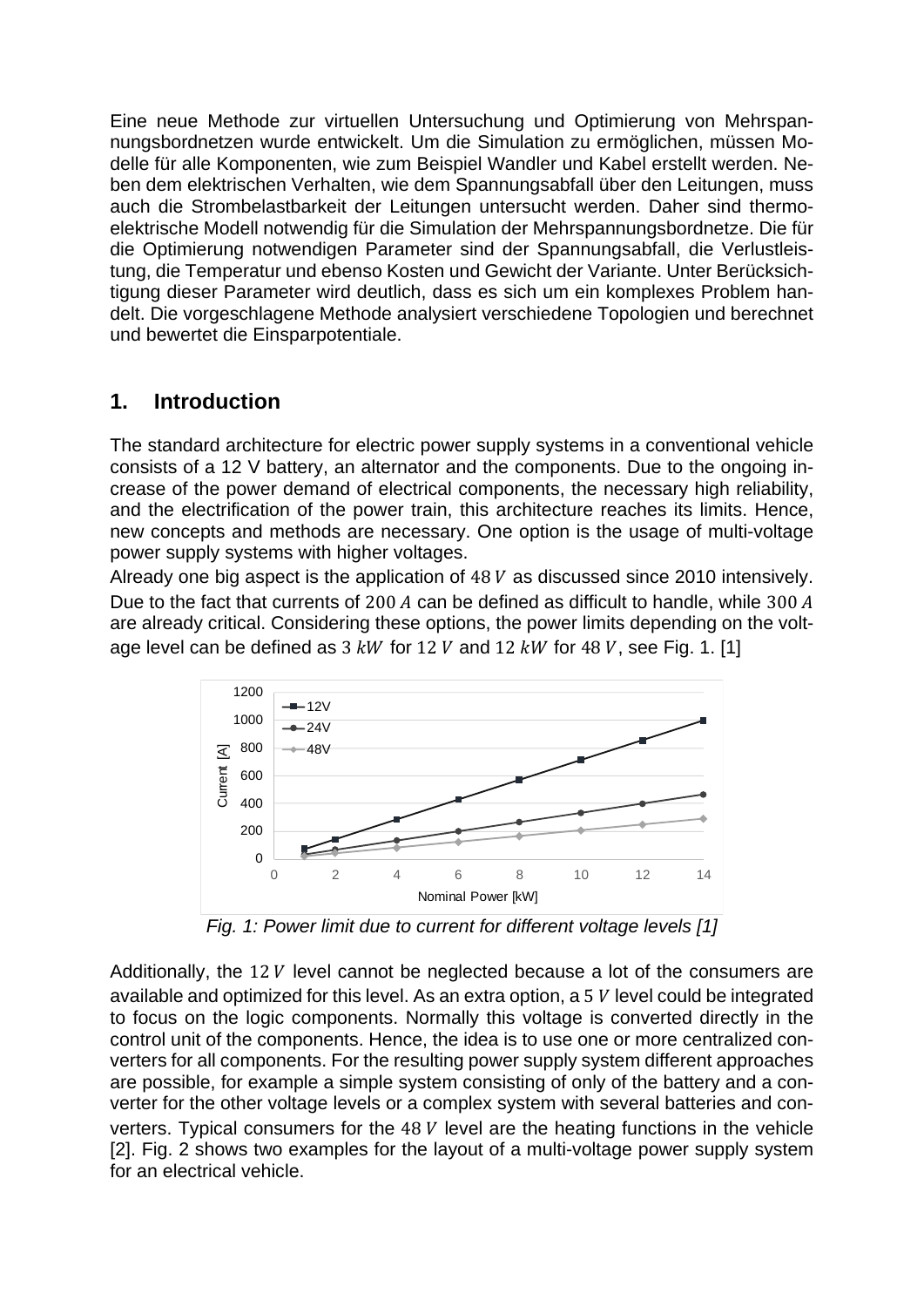Eine neue Methode zur virtuellen Untersuchung und Optimierung von Mehrspannungsbordnetzen wurde entwickelt. Um die Simulation zu ermöglichen, müssen Modelle für alle Komponenten, wie zum Beispiel Wandler und Kabel erstellt werden. Neben dem elektrischen Verhalten, wie dem Spannungsabfall über den Leitungen, muss auch die Strombelastbarkeit der Leitungen untersucht werden. Daher sind thermoelektrische Modell notwendig für die Simulation der Mehrspannungsbordnetze. Die für die Optimierung notwendigen Parameter sind der Spannungsabfall, die Verlustleistung, die Temperatur und ebenso Kosten und Gewicht der Variante. Unter Berücksichtigung dieser Parameter wird deutlich, dass es sich um ein komplexes Problem handelt. Die vorgeschlagene Methode analysiert verschiedene Topologien und berechnet und bewertet die Einsparpotentiale.

## 1. Introduction

The standard architecture for electric power supply systems in a conventional vehicle consists of a 12 V battery, an alternator and the components. Due to the ongoing increase of the power demand of electrical components, the necessary high reliability, and the electrification of the power train, this architecture reaches its limits. Hence, new concepts and methods are necessary. One option is the usage of multi-voltage power supply systems with higher voltages.

Already one big aspect is the application of $48\,V$ as discussed since 2010 intensively. Due to the fact that currents of $200\,A$ can be defined as difficult to handle, while $300\,A$ are already critical. Considering these options, the power limits depending on the voltage level can be defined as $3\,kW$ for $12\,V$ and $12\,kW$ for $48\,V$, see Fig. 1. [1]

*Fig. 1: Power limit due to current for different voltage levels [1]*

Additionally, the $12\,V$ level cannot be neglected because a lot of the consumers are available and optimized for this level. As an extra option, a $5\,V$ level could be integrated to focus on the logic components. Normally this voltage is converted directly in the control unit of the components. Hence, the idea is to use one or more centralized converters for all components. For the resulting power supply system different approaches are possible, for example a simple system consisting of only of the battery and a converter for the other voltage levels or a complex system with several batteries and converters. Typical consumers for the $48\,V$ level are the heating functions in the vehicle [2]. Fig. 2 shows two examples for the layout of a multi-voltage power supply system for an electrical vehicle.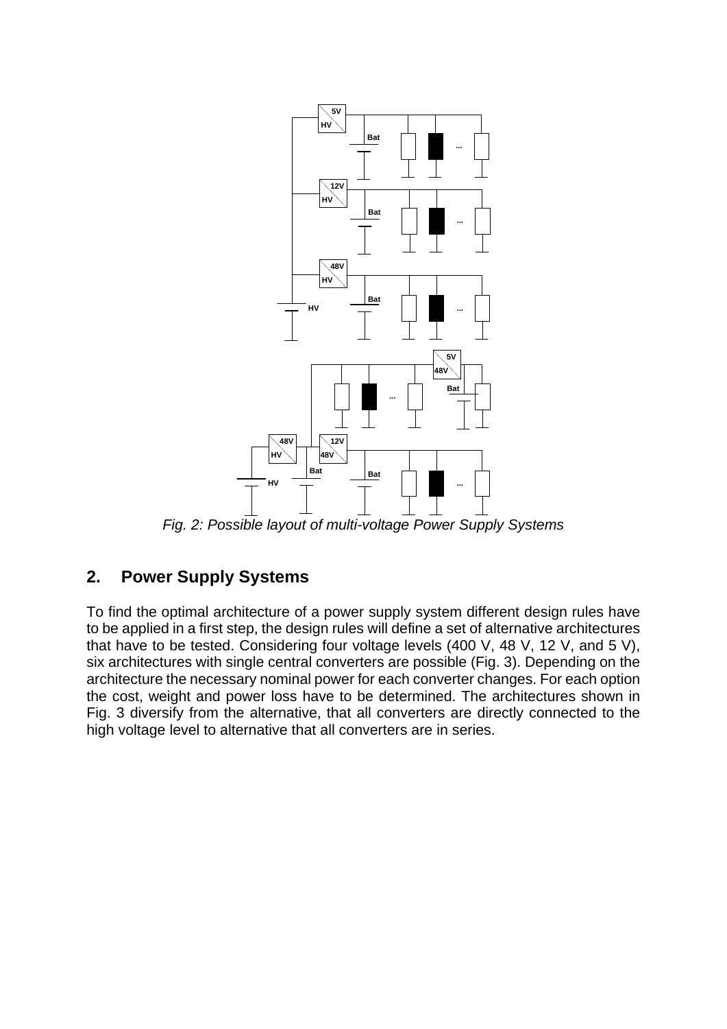*Fig. 2: Possible layout of multi-voltage Power Supply Systems*

## 2. Power Supply Systems

To find the optimal architecture of a power supply system different design rules have to be applied in a first step, the design rules will define a set of alternative architectures that have to be tested. Considering four voltage levels (400 V, 48 V, 12 V, and 5 V), six architectures with single central converters are possible (Fig. 3). Depending on the architecture the necessary nominal power for each converter changes. For each option the cost, weight and power loss have to be determined. The architectures shown in Fig. 3 diversify from the alternative, that all converters are directly connected to the high voltage level to alternative that all converters are in series.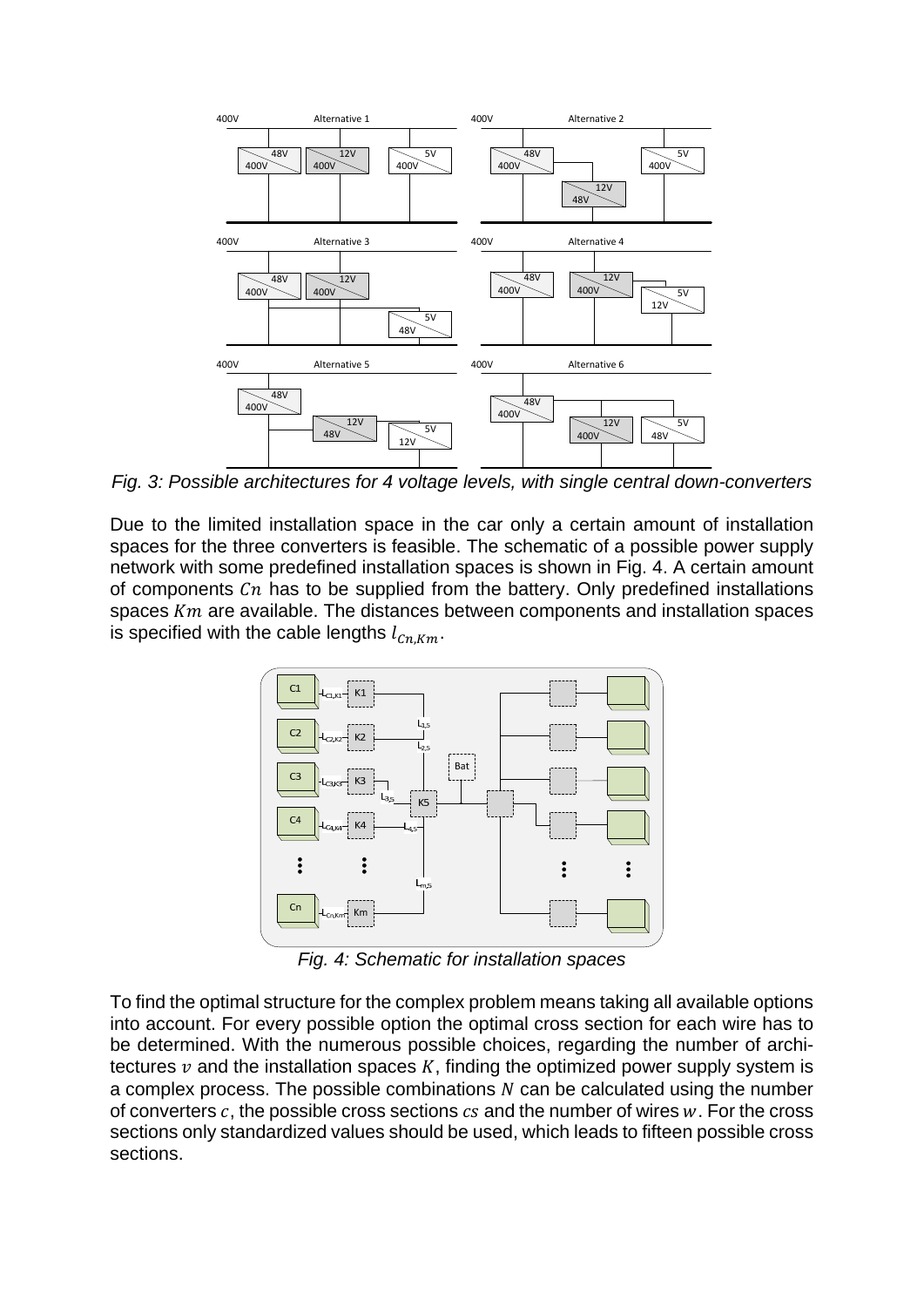*Fig. 3: Possible architectures for 4 voltage levels, with single central down-converters*

Due to the limited installation space in the car only a certain amount of installation spaces for the three converters is feasible. The schematic of a possible power supply network with some predefined installation spaces is shown in Fig. 4. A certain amount of components $Cn$ has to be supplied from the battery. Only predefined installations spaces $Km$ are available. The distances between components and installation spaces is specified with the cable lengths $l_{Cn,Km}$.

*Fig. 4: Schematic for installation spaces*

To find the optimal structure for the complex problem means taking all available options into account. For every possible option the optimal cross section for each wire has to be determined. With the numerous possible choices, regarding the number of architectures $v$ and the installation spaces $K$, finding the optimized power supply system is a complex process. The possible combinations $N$ can be calculated using the number of converters $c$, the possible cross sections $cs$ and the number of wires $w$. For the cross sections only standardized values should be used, which leads to fifteen possible cross sections.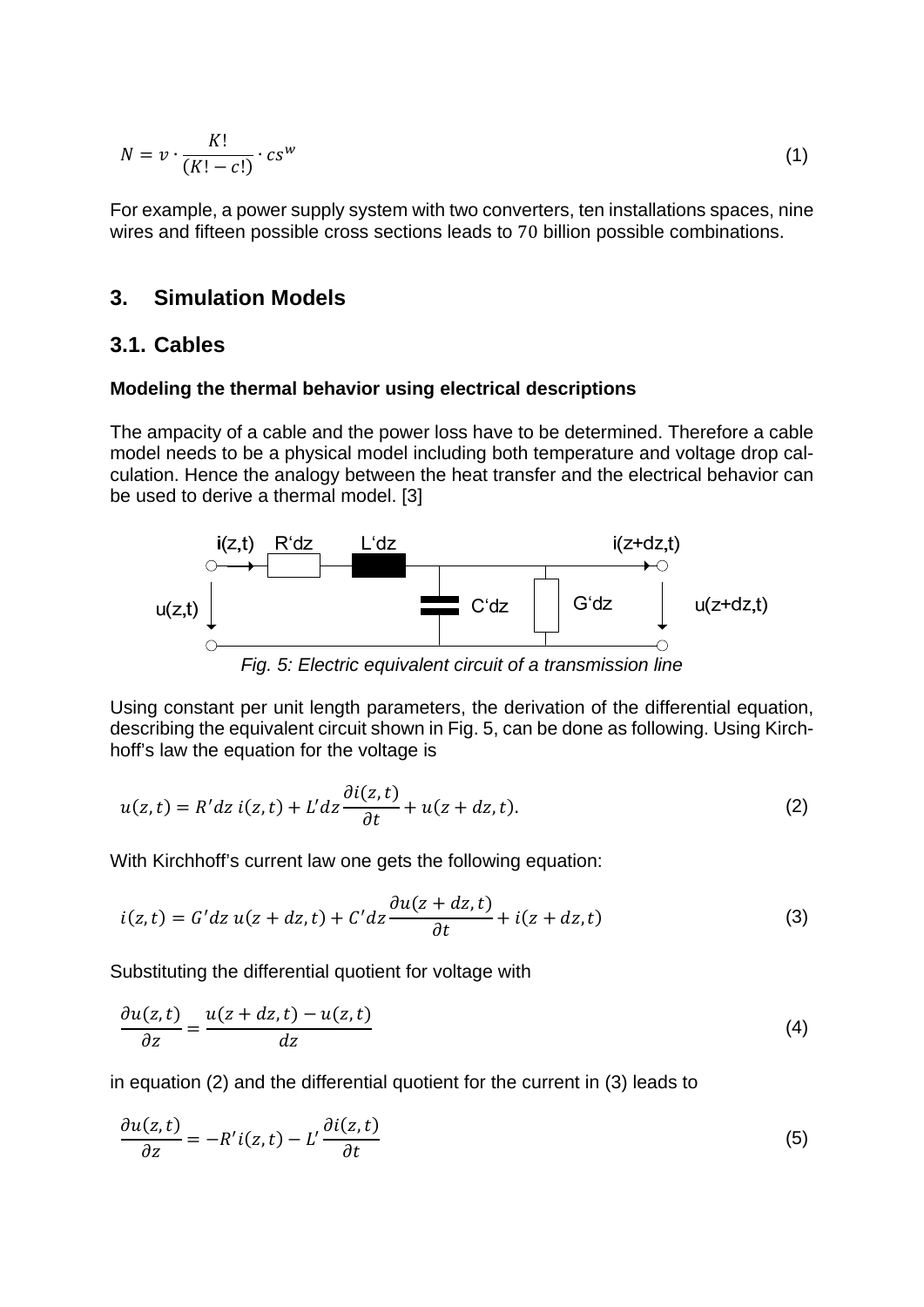$$N = v \cdot \frac{K!}{(K! - c!)} \cdot cs^w \tag{1}$$

For example, a power supply system with two converters, ten installations spaces, nine wires and fifteen possible cross sections leads to 70 billion possible combinations.

## 3. Simulation Models

### 3.1. Cables

**Modeling the thermal behavior using electrical descriptions**

The ampacity of a cable and the power loss have to be determined. Therefore a cable model needs to be a physical model including both temperature and voltage drop calculation. Hence the analogy between the heat transfer and the electrical behavior can be used to derive a thermal model. [3]

*Fig. 5: Electric equivalent circuit of a transmission line*

Using constant per unit length parameters, the derivation of the differential equation, describing the equivalent circuit shown in Fig. 5, can be done as following. Using Kirchhoff's law the equation for the voltage is

$$u(z,t) = R'dz\, i(z,t) + L'dz \frac{\partial i(z,t)}{\partial t} + u(z+dz,t). \tag{2}$$

With Kirchhoff's current law one gets the following equation:

$$i(z,t) = G'dz\, u(z+dz,t) + C'dz \frac{\partial u(z+dz,t)}{\partial t} + i(z+dz,t) \tag{3}$$

Substituting the differential quotient for voltage with

$$\frac{\partial u(z,t)}{\partial z} = \frac{u(z+dz,t) - u(z,t)}{dz} \tag{4}$$

in equation (2) and the differential quotient for the current in (3) leads to

$$\frac{\partial u(z,t)}{\partial z} = -R' i(z,t) - L' \frac{\partial i(z,t)}{\partial t} \tag{5}$$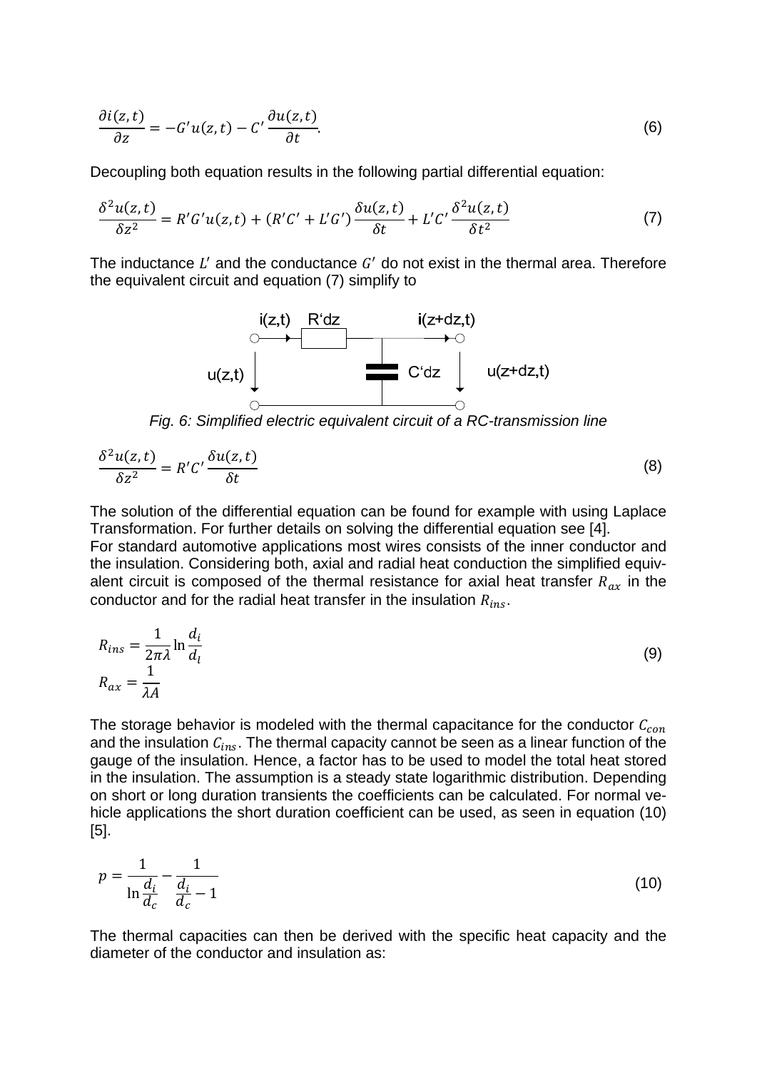$$\frac{\partial i(z,t)}{\partial z} = -G'u(z,t) - C'\frac{\partial u(z,t)}{\partial t}. \tag{6}$$

Decoupling both equation results in the following partial differential equation:

$$\frac{\delta^2 u(z,t)}{\delta z^2} = R'G'u(z,t) + (R'C' + L'G')\frac{\delta u(z,t)}{\delta t} + L'C'\frac{\delta^2 u(z,t)}{\delta t^2} \tag{7}$$

The inductance $L'$ and the conductance $G'$ do not exist in the thermal area. Therefore the equivalent circuit and equation (7) simplify to

*Fig. 6: Simplified electric equivalent circuit of a RC-transmission line*

$$\frac{\delta^2 u(z,t)}{\delta z^2} = R'C'\frac{\delta u(z,t)}{\delta t} \tag{8}$$

The solution of the differential equation can be found for example with using Laplace Transformation. For further details on solving the differential equation see [4].
For standard automotive applications most wires consists of the inner conductor and the insulation. Considering both, axial and radial heat conduction the simplified equivalent circuit is composed of the thermal resistance for axial heat transfer $R_{ax}$ in the conductor and for the radial heat transfer in the insulation $R_{ins}$.

$$R_{ins} = \frac{1}{2\pi\lambda}\ln\frac{d_i}{d_l}$$
$$R_{ax} = \frac{1}{\lambda A} \tag{9}$$

The storage behavior is modeled with the thermal capacitance for the conductor $C_{con}$ and the insulation $C_{ins}$. The thermal capacity cannot be seen as a linear function of the gauge of the insulation. Hence, a factor has to be used to model the total heat stored in the insulation. The assumption is a steady state logarithmic distribution. Depending on short or long duration transients the coefficients can be calculated. For normal vehicle applications the short duration coefficient can be used, as seen in equation (10) [5].

$$p = \frac{1}{\ln\frac{d_i}{d_c}} - \frac{1}{\frac{d_i}{d_c} - 1} \tag{10}$$

The thermal capacities can then be derived with the specific heat capacity and the diameter of the conductor and insulation as: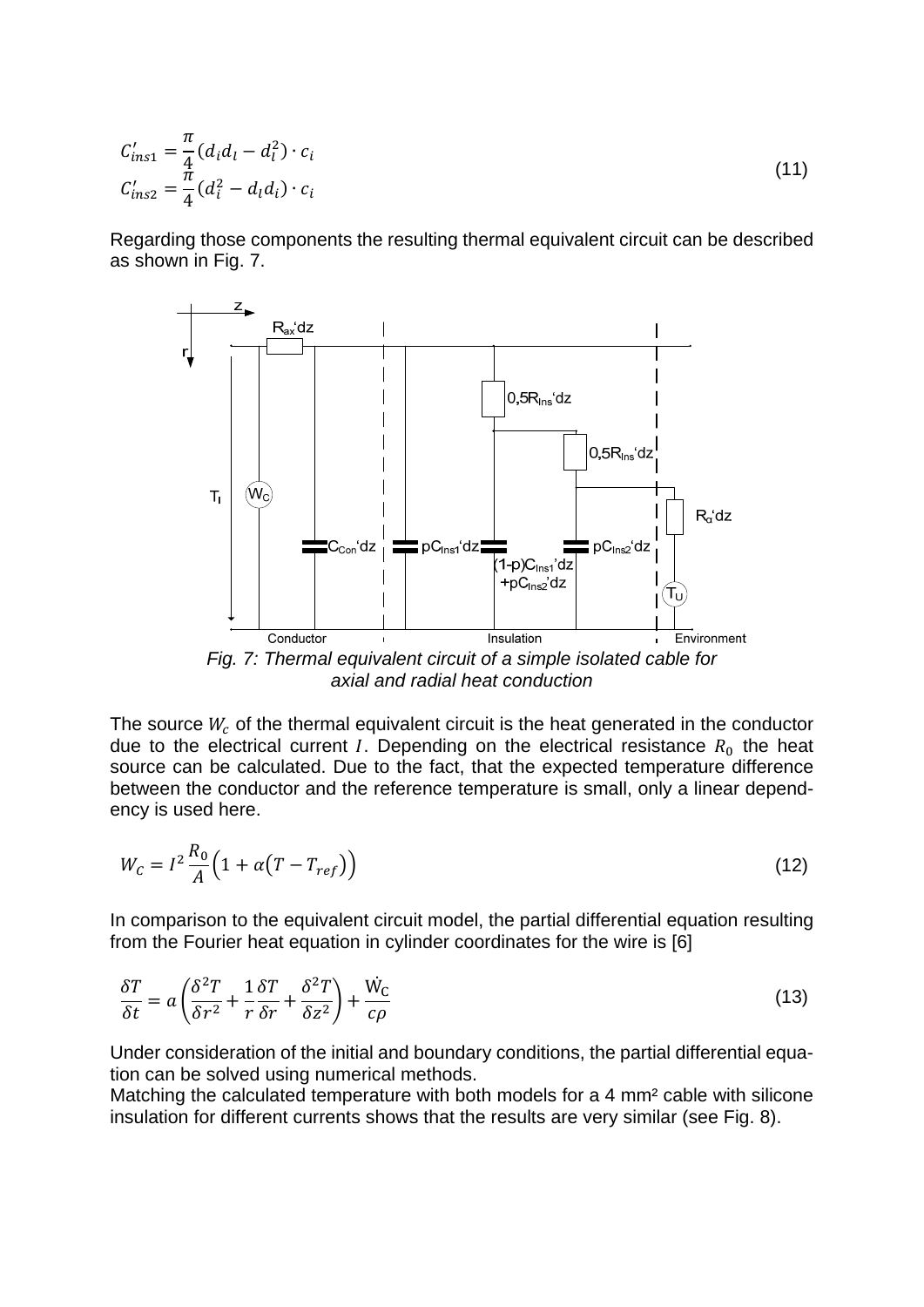$$C'_{ins1} = \frac{\pi}{4}(d_i d_l - d_l^2) \cdot c_i$$
$$C'_{ins2} = \frac{\pi}{4}(d_i^2 - d_l d_i) \cdot c_i \tag{11}$$

Regarding those components the resulting thermal equivalent circuit can be described as shown in Fig. 7.

*Fig. 7: Thermal equivalent circuit of a simple isolated cable for axial and radial heat conduction*

The source $W_c$ of the thermal equivalent circuit is the heat generated in the conductor due to the electrical current $I$. Depending on the electrical resistance $R_0$ the heat source can be calculated. Due to the fact, that the expected temperature difference between the conductor and the reference temperature is small, only a linear dependency is used here.

$$W_C = I^2 \frac{R_0}{A}\left(1 + \alpha\left(T - T_{ref}\right)\right) \tag{12}$$

In comparison to the equivalent circuit model, the partial differential equation resulting from the Fourier heat equation in cylinder coordinates for the wire is [6]

$$\frac{\delta T}{\delta t} = a\left(\frac{\delta^2 T}{\delta r^2} + \frac{1}{r}\frac{\delta T}{\delta r} + \frac{\delta^2 T}{\delta z^2}\right) + \frac{\dot{W}_C}{c\rho} \tag{13}$$

Under consideration of the initial and boundary conditions, the partial differential equation can be solved using numerical methods.
Matching the calculated temperature with both models for a 4 mm² cable with silicone insulation for different currents shows that the results are very similar (see Fig. 8).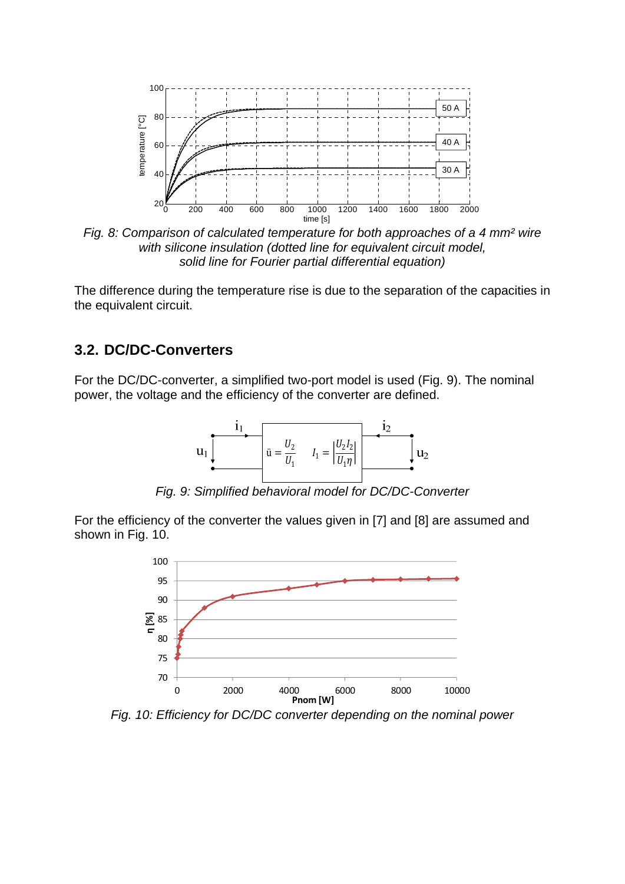*Fig. 8: Comparison of calculated temperature for both approaches of a 4 mm² wire with silicone insulation (dotted line for equivalent circuit model, solid line for Fourier partial differential equation)*

The difference during the temperature rise is due to the separation of the capacities in the equivalent circuit.

## 3.2. DC/DC-Converters

For the DC/DC-converter, a simplified two-port model is used (Fig. 9). The nominal power, the voltage and the efficiency of the converter are defined.

$$\ddot{u} = \frac{U_2}{U_1} \qquad I_1 = \left|\frac{U_2 I_2}{U_1 \eta}\right|$$

*Fig. 9: Simplified behavioral model for DC/DC-Converter*

For the efficiency of the converter the values given in [7] and [8] are assumed and shown in Fig. 10.

*Fig. 10: Efficiency for DC/DC converter depending on the nominal power*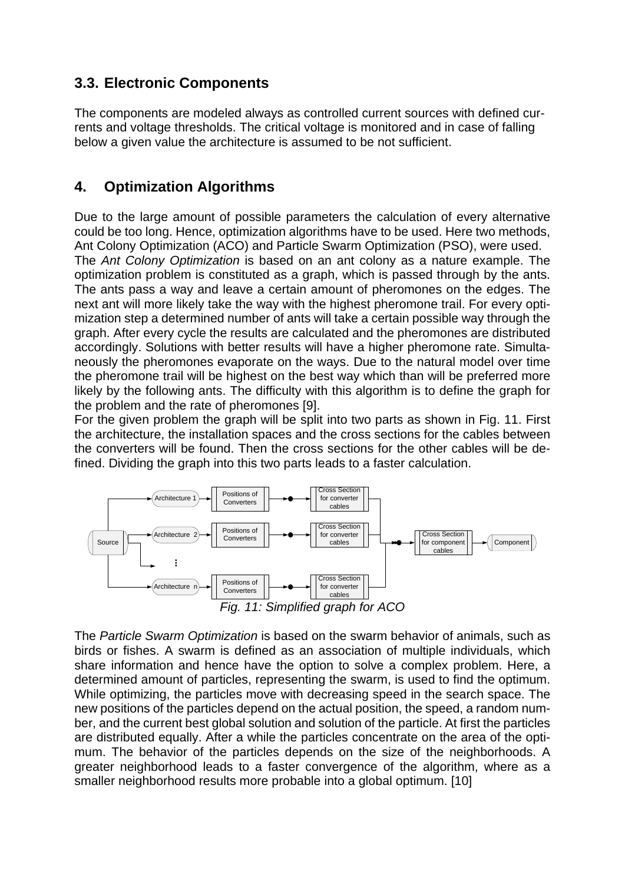## 3.3. Electronic Components

The components are modeled always as controlled current sources with defined currents and voltage thresholds. The critical voltage is monitored and in case of falling below a given value the architecture is assumed to be not sufficient.

## 4. Optimization Algorithms

Due to the large amount of possible parameters the calculation of every alternative could be too long. Hence, optimization algorithms have to be used. Here two methods, Ant Colony Optimization (ACO) and Particle Swarm Optimization (PSO), were used.

The *Ant Colony Optimization* is based on an ant colony as a nature example. The optimization problem is constituted as a graph, which is passed through by the ants. The ants pass a way and leave a certain amount of pheromones on the edges. The next ant will more likely take the way with the highest pheromone trail. For every optimization step a determined number of ants will take a certain possible way through the graph. After every cycle the results are calculated and the pheromones are distributed accordingly. Solutions with better results will have a higher pheromone rate. Simultaneously the pheromones evaporate on the ways. Due to the natural model over time the pheromone trail will be highest on the best way which than will be preferred more likely by the following ants. The difficulty with this algorithm is to define the graph for the problem and the rate of pheromones [9].

For the given problem the graph will be split into two parts as shown in Fig. 11. First the architecture, the installation spaces and the cross sections for the cables between the converters will be found. Then the cross sections for the other cables will be defined. Dividing the graph into this two parts leads to a faster calculation.

*Fig. 11: Simplified graph for ACO*

The *Particle Swarm Optimization* is based on the swarm behavior of animals, such as birds or fishes. A swarm is defined as an association of multiple individuals, which share information and hence have the option to solve a complex problem. Here, a determined amount of particles, representing the swarm, is used to find the optimum. While optimizing, the particles move with decreasing speed in the search space. The new positions of the particles depend on the actual position, the speed, a random number, and the current best global solution and solution of the particle. At first the particles are distributed equally. After a while the particles concentrate on the area of the optimum. The behavior of the particles depends on the size of the neighborhoods. A greater neighborhood leads to a faster convergence of the algorithm, where as a smaller neighborhood results more probable into a global optimum. [10]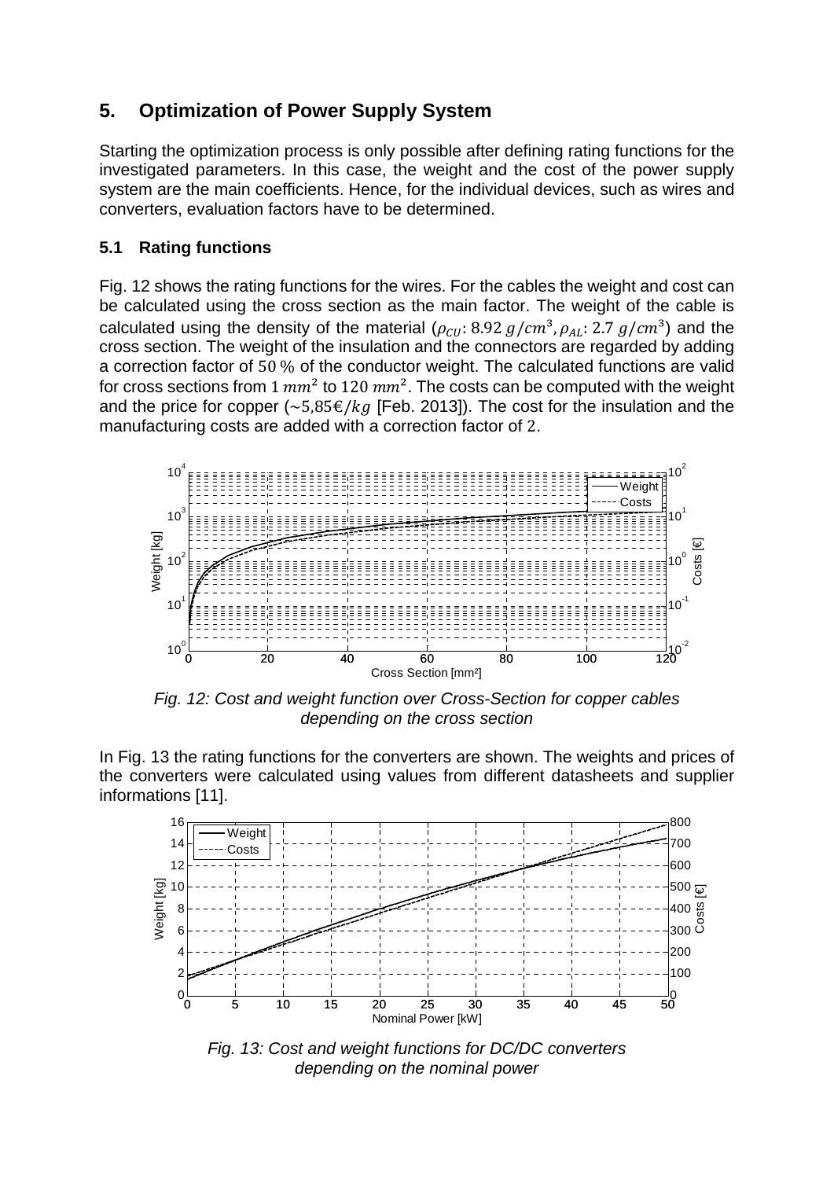## 5. Optimization of Power Supply System

Starting the optimization process is only possible after defining rating functions for the investigated parameters. In this case, the weight and the cost of the power supply system are the main coefficients. Hence, for the individual devices, such as wires and converters, evaluation factors have to be determined.

### 5.1 Rating functions

Fig. 12 shows the rating functions for the wires. For the cables the weight and cost can be calculated using the cross section as the main factor. The weight of the cable is calculated using the density of the material ($\rho_{CU}$: $8.92\ g/cm^3$, $\rho_{AL}$: $2.7\ g/cm^3$) and the cross section. The weight of the insulation and the connectors are regarded by adding a correction factor of $50\ \%$ of the conductor weight. The calculated functions are valid for cross sections from $1\ mm^2$ to $120\ mm^2$. The costs can be computed with the weight and the price for copper ($\sim 5{,}85€/kg$ [Feb. 2013]). The cost for the insulation and the manufacturing costs are added with a correction factor of $2$.

*Fig. 12: Cost and weight function over Cross-Section for copper cables depending on the cross section*

In Fig. 13 the rating functions for the converters are shown. The weights and prices of the converters were calculated using values from different datasheets and supplier informations [11].

*Fig. 13: Cost and weight functions for DC/DC converters depending on the nominal power*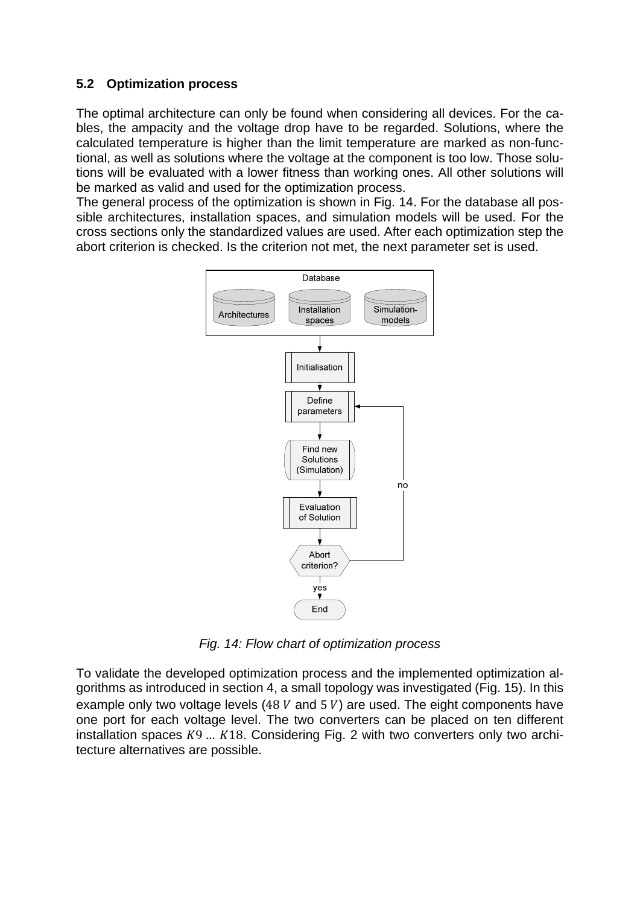### 5.2 Optimization process

The optimal architecture can only be found when considering all devices. For the cables, the ampacity and the voltage drop have to be regarded. Solutions, where the calculated temperature is higher than the limit temperature are marked as non-functional, as well as solutions where the voltage at the component is too low. Those solutions will be evaluated with a lower fitness than working ones. All other solutions will be marked as valid and used for the optimization process.

The general process of the optimization is shown in Fig. 14. For the database all possible architectures, installation spaces, and simulation models will be used. For the cross sections only the standardized values are used. After each optimization step the abort criterion is checked. Is the criterion not met, the next parameter set is used.

Database

Architectures | Installation spaces | Simulation-models

Initialisation

Define parameters

Find new Solutions (Simulation)

Evaluation of Solution

Abort criterion?

no

yes

End

*Fig. 14: Flow chart of optimization process*

To validate the developed optimization process and the implemented optimization algorithms as introduced in section 4, a small topology was investigated (Fig. 15). In this example only two voltage levels ($48\ V$ and $5\ V$) are used. The eight components have one port for each voltage level. The two converters can be placed on ten different installation spaces $K9$ … $K18$. Considering Fig. 2 with two converters only two architecture alternatives are possible.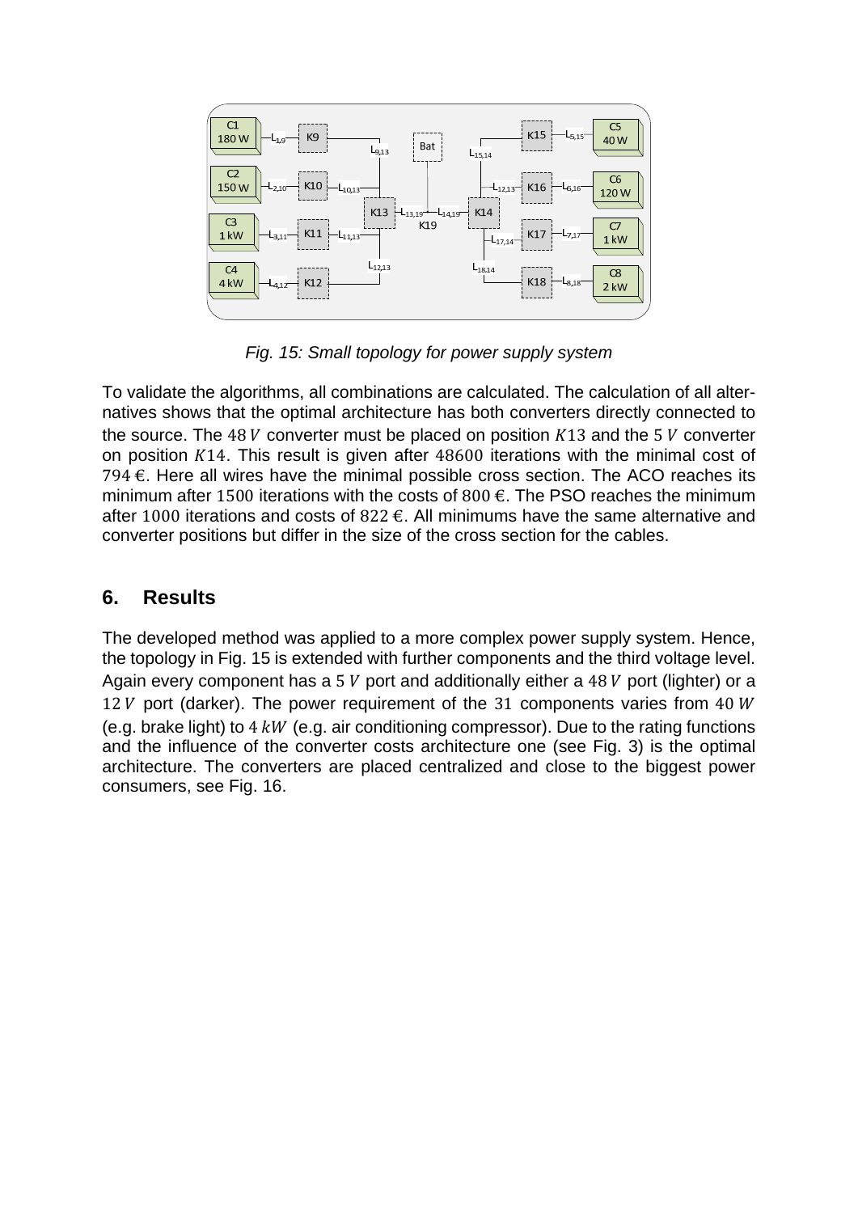Fig. 15: Small topology for power supply system

To validate the algorithms, all combinations are calculated. The calculation of all alternatives shows that the optimal architecture has both converters directly connected to the source. The $48\,V$ converter must be placed on position $K13$ and the $5\,V$ converter on position $K14$. This result is given after $48600$ iterations with the minimal cost of $794$ €. Here all wires have the minimal possible cross section. The ACO reaches its minimum after $1500$ iterations with the costs of $800$ €. The PSO reaches the minimum after $1000$ iterations and costs of $822$ €. All minimums have the same alternative and converter positions but differ in the size of the cross section for the cables.

## 6. Results

The developed method was applied to a more complex power supply system. Hence, the topology in Fig. 15 is extended with further components and the third voltage level. Again every component has a $5\,V$ port and additionally either a $48\,V$ port (lighter) or a $12\,V$ port (darker). The power requirement of the $31$ components varies from $40\,W$ (e.g. brake light) to $4\,kW$ (e.g. air conditioning compressor). Due to the rating functions and the influence of the converter costs architecture one (see Fig. 3) is the optimal architecture. The converters are placed centralized and close to the biggest power consumers, see Fig. 16.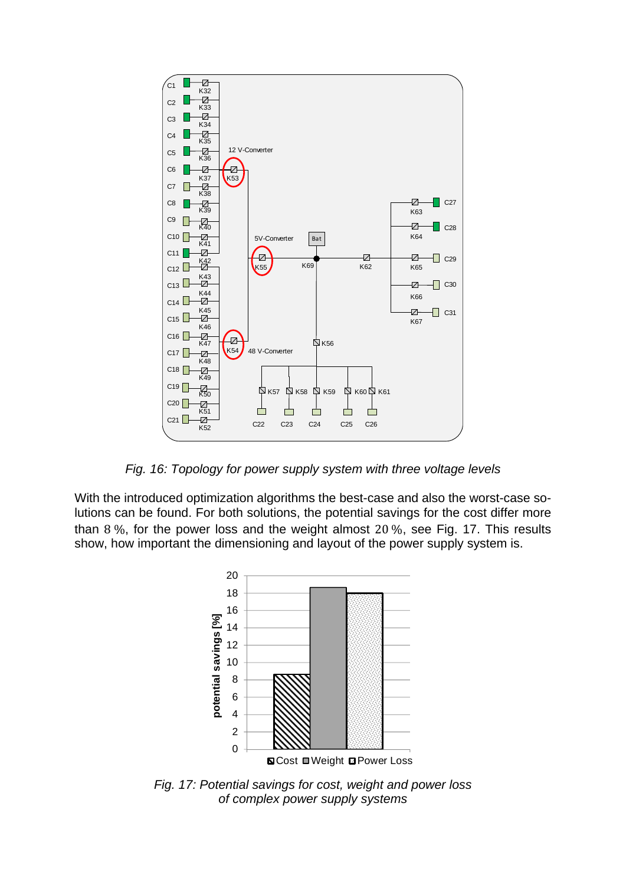*Fig. 16: Topology for power supply system with three voltage levels*

With the introduced optimization algorithms the best-case and also the worst-case solutions can be found. For both solutions, the potential savings for the cost differ more than 8 %, for the power loss and the weight almost 20 %, see Fig. 17. This results show, how important the dimensioning and layout of the power supply system is.

*Fig. 17: Potential savings for cost, weight and power loss of complex power supply systems*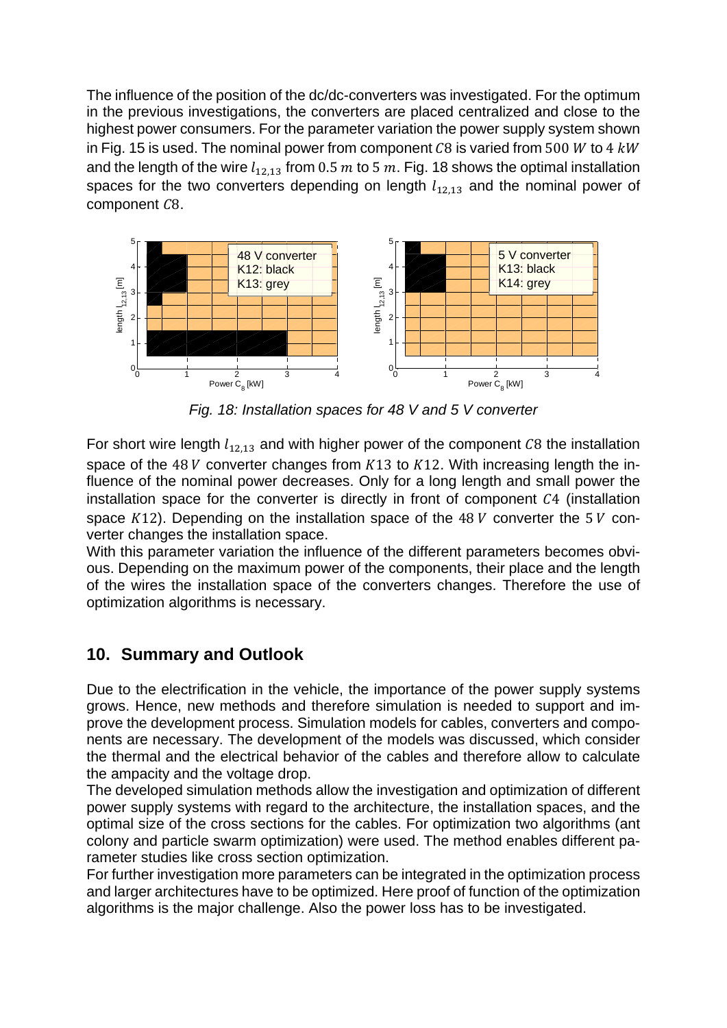The influence of the position of the dc/dc-converters was investigated. For the optimum in the previous investigations, the converters are placed centralized and close to the highest power consumers. For the parameter variation the power supply system shown in Fig. 15 is used. The nominal power from component $C8$ is varied from $500\ W$ to $4\ kW$ and the length of the wire $l_{12,13}$ from $0.5\ m$ to $5\ m$. Fig. 18 shows the optimal installation spaces for the two converters depending on length $l_{12,13}$ and the nominal power of component $C8$.

*Fig. 18: Installation spaces for 48 V and 5 V converter*

For short wire length $l_{12,13}$ and with higher power of the component $C8$ the installation space of the $48\ V$ converter changes from $K13$ to $K12$. With increasing length the influence of the nominal power decreases. Only for a long length and small power the installation space for the converter is directly in front of component $C4$ (installation space $K12$). Depending on the installation space of the $48\ V$ converter the $5\ V$ converter changes the installation space.

With this parameter variation the influence of the different parameters becomes obvious. Depending on the maximum power of the components, their place and the length of the wires the installation space of the converters changes. Therefore the use of optimization algorithms is necessary.

## 10. Summary and Outlook

Due to the electrification in the vehicle, the importance of the power supply systems grows. Hence, new methods and therefore simulation is needed to support and improve the development process. Simulation models for cables, converters and components are necessary. The development of the models was discussed, which consider the thermal and the electrical behavior of the cables and therefore allow to calculate the ampacity and the voltage drop.

The developed simulation methods allow the investigation and optimization of different power supply systems with regard to the architecture, the installation spaces, and the optimal size of the cross sections for the cables. For optimization two algorithms (ant colony and particle swarm optimization) were used. The method enables different parameter studies like cross section optimization.

For further investigation more parameters can be integrated in the optimization process and larger architectures have to be optimized. Here proof of function of the optimization algorithms is the major challenge. Also the power loss has to be investigated.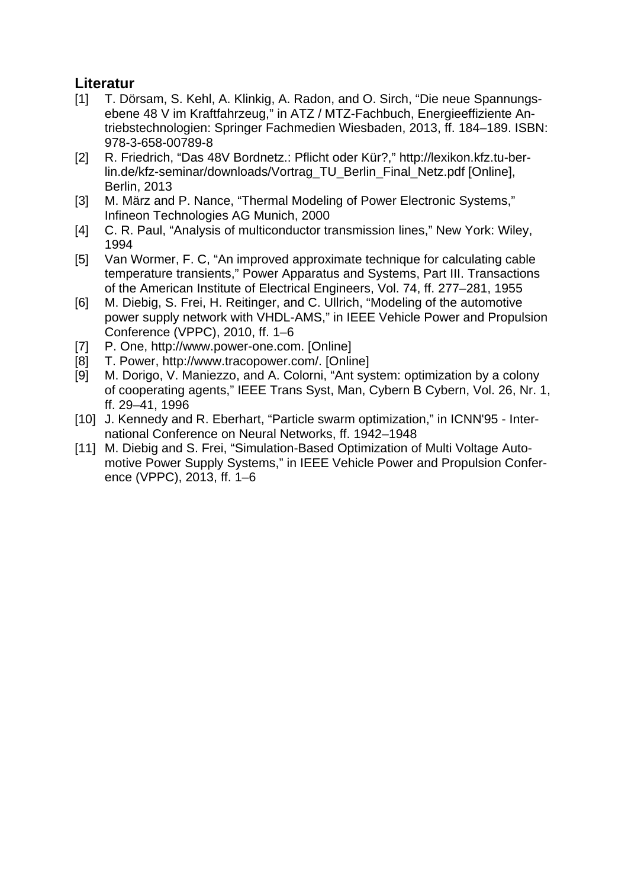## Literatur

[1] T. Dörsam, S. Kehl, A. Klinkig, A. Radon, and O. Sirch, “Die neue Spannungsebene 48 V im Kraftfahrzeug,” in ATZ / MTZ-Fachbuch, Energieeffiziente Antriebstechnologien: Springer Fachmedien Wiesbaden, 2013, ff. 184–189. ISBN: 978-3-658-00789-8

[2] R. Friedrich, “Das 48V Bordnetz.: Pflicht oder Kür?,” http://lexikon.kfz.tu-berlin.de/kfz-seminar/downloads/Vortrag_TU_Berlin_Final_Netz.pdf [Online], Berlin, 2013

[3] M. März and P. Nance, “Thermal Modeling of Power Electronic Systems,” Infineon Technologies AG Munich, 2000

[4] C. R. Paul, “Analysis of multiconductor transmission lines,” New York: Wiley, 1994

[5] Van Wormer, F. C, “An improved approximate technique for calculating cable temperature transients,” Power Apparatus and Systems, Part III. Transactions of the American Institute of Electrical Engineers, Vol. 74, ff. 277–281, 1955

[6] M. Diebig, S. Frei, H. Reitinger, and C. Ullrich, “Modeling of the automotive power supply network with VHDL-AMS,” in IEEE Vehicle Power and Propulsion Conference (VPPC), 2010, ff. 1–6

[7] P. One, http://www.power-one.com. [Online]

[8] T. Power, http://www.tracopower.com/. [Online]

[9] M. Dorigo, V. Maniezzo, and A. Colorni, “Ant system: optimization by a colony of cooperating agents,” IEEE Trans Syst, Man, Cybern B Cybern, Vol. 26, Nr. 1, ff. 29–41, 1996

[10] J. Kennedy and R. Eberhart, “Particle swarm optimization,” in ICNN'95 - International Conference on Neural Networks, ff. 1942–1948

[11] M. Diebig and S. Frei, “Simulation-Based Optimization of Multi Voltage Automotive Power Supply Systems,” in IEEE Vehicle Power and Propulsion Conference (VPPC), 2013, ff. 1–6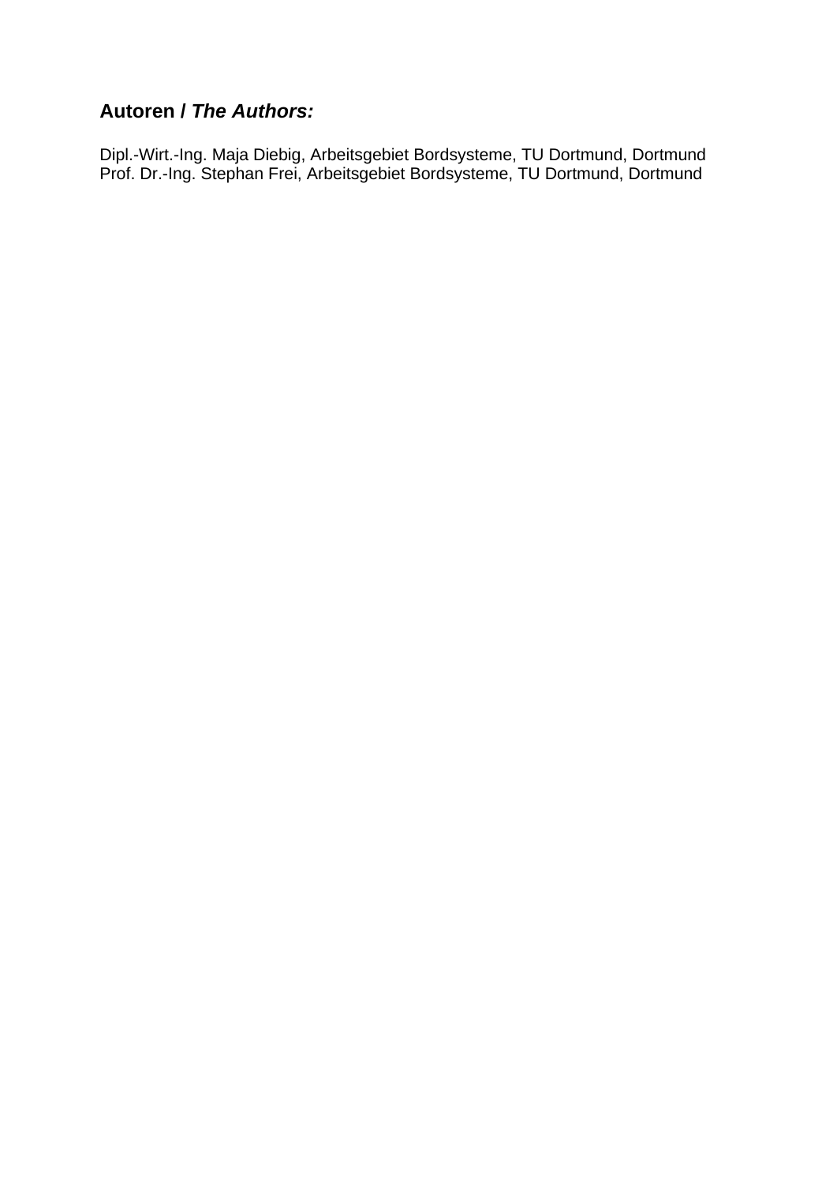## **Autoren /** ***The Authors:***

Dipl.-Wirt.-Ing. Maja Diebig, Arbeitsgebiet Bordsysteme, TU Dortmund, Dortmund
Prof. Dr.-Ing. Stephan Frei, Arbeitsgebiet Bordsysteme, TU Dortmund, Dortmund